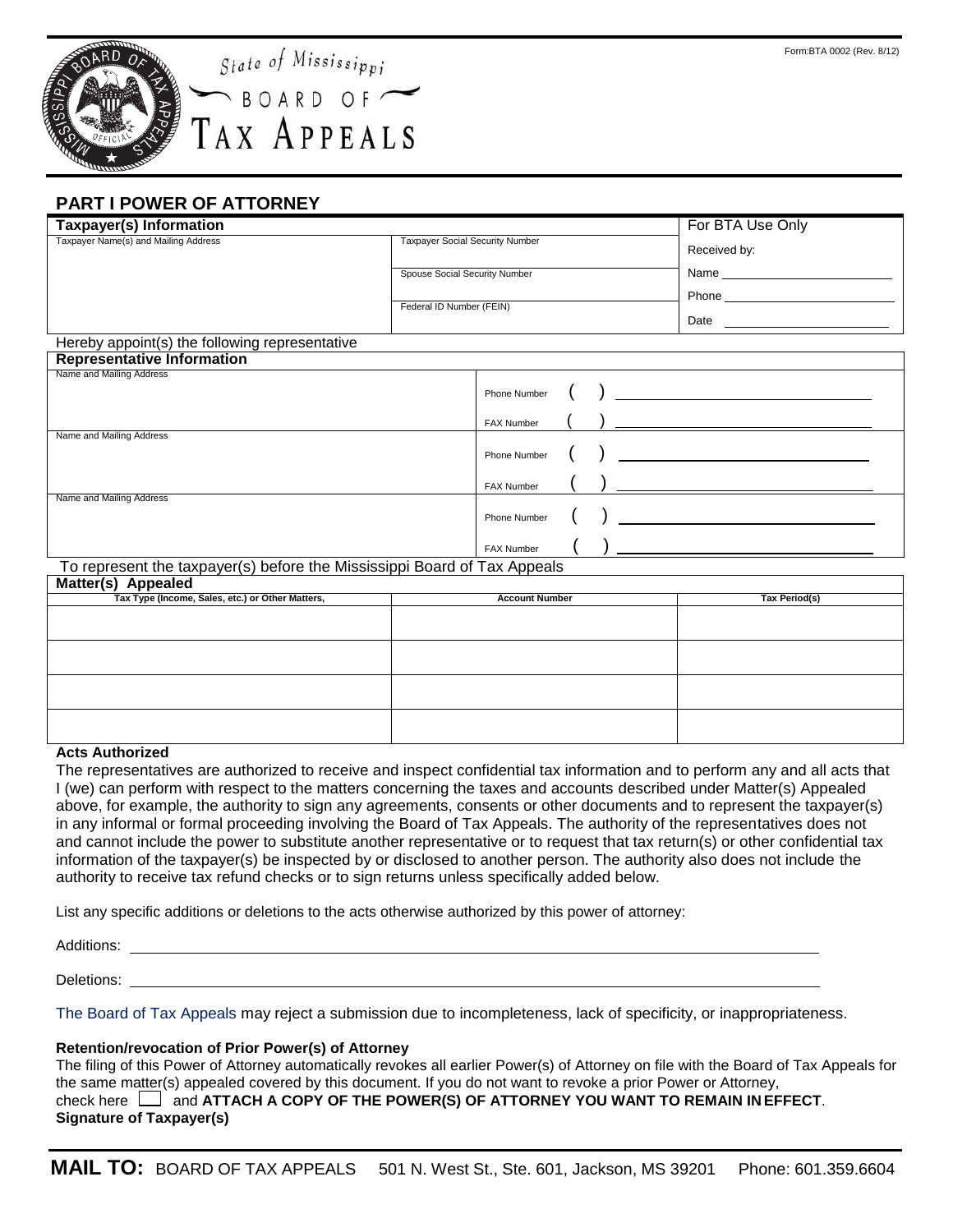Form:BTA 0002 (Rev. 8/12)

State of Mississippi
BOARD OF
TAX APPEALS

## PART I POWER OF ATTORNEY

| Taxpayer(s) Information | | For BTA Use Only |
|---|---|---|
| Taxpayer Name(s) and Mailing Address | Taxpayer Social Security Number | Received by: |
| | Spouse Social Security Number | Name |
| | | Phone |
| | Federal ID Number (FEIN) | Date |

Hereby appoint(s) the following representative

| Representative Information | |
|---|---|
| Name and Mailing Address | Phone Number ( ) |
| | FAX Number ( ) |
| Name and Mailing Address | Phone Number ( ) |
| | FAX Number ( ) |
| Name and Mailing Address | Phone Number ( ) |
| | FAX Number ( ) |

To represent the taxpayer(s) before the Mississippi Board of Tax Appeals

**Matter(s) Appealed**

| Tax Type (Income, Sales, etc.) or Other Matters, | Account Number | Tax Period(s) |
|---|---|---|
| | | |
| | | |
| | | |
| | | |

**Acts Authorized**

The representatives are authorized to receive and inspect confidential tax information and to perform any and all acts that I (we) can perform with respect to the matters concerning the taxes and accounts described under Matter(s) Appealed above, for example, the authority to sign any agreements, consents or other documents and to represent the taxpayer(s) in any informal or formal proceeding involving the Board of Tax Appeals. The authority of the representatives does not and cannot include the power to substitute another representative or to request that tax return(s) or other confidential tax information of the taxpayer(s) be inspected by or disclosed to another person. The authority also does not include the authority to receive tax refund checks or to sign returns unless specifically added below.

List any specific additions or deletions to the acts otherwise authorized by this power of attorney:

Additions: ______________________________

Deletions: ______________________________

The Board of Tax Appeals may reject a submission due to incompleteness, lack of specificity, or inappropriateness.

**Retention/revocation of Prior Power(s) of Attorney**

The filing of this Power of Attorney automatically revokes all earlier Power(s) of Attorney on file with the Board of Tax Appeals for the same matter(s) appealed covered by this document. If you do not want to revoke a prior Power or Attorney, check here ☐ and **ATTACH A COPY OF THE POWER(S) OF ATTORNEY YOU WANT TO REMAIN IN EFFECT**.

**Signature of Taxpayer(s)**

**MAIL TO:** BOARD OF TAX APPEALS 501 N. West St., Ste. 601, Jackson, MS 39201 Phone: 601.359.6604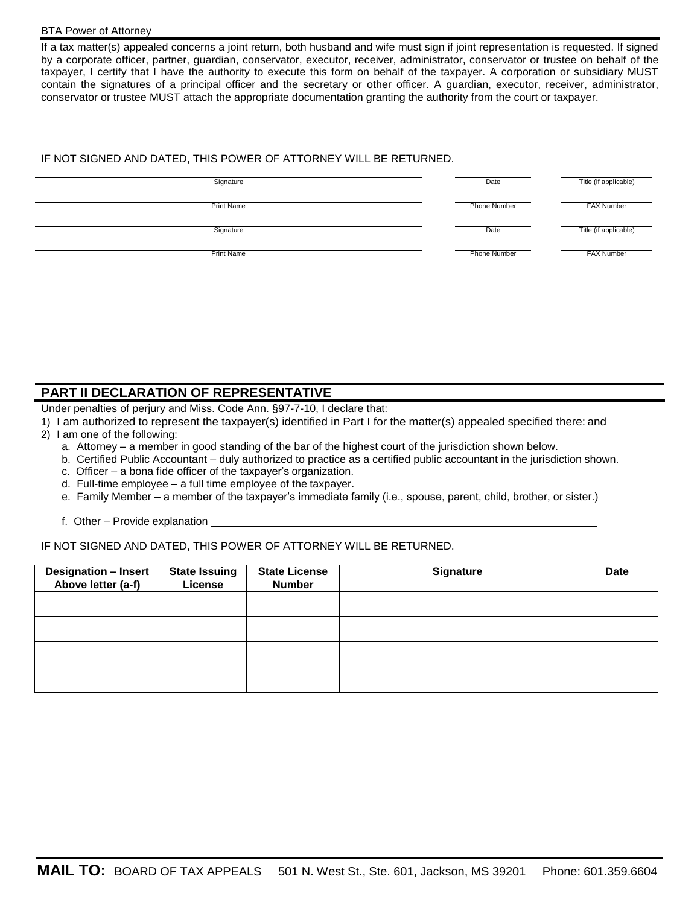BTA Power of Attorney

If a tax matter(s) appealed concerns a joint return, both husband and wife must sign if joint representation is requested. If signed by a corporate officer, partner, guardian, conservator, executor, receiver, administrator, conservator or trustee on behalf of the taxpayer, I certify that I have the authority to execute this form on behalf of the taxpayer. A corporation or subsidiary MUST contain the signatures of a principal officer and the secretary or other officer. A guardian, executor, receiver, administrator, conservator or trustee MUST attach the appropriate documentation granting the authority from the court or taxpayer.

IF NOT SIGNED AND DATED, THIS POWER OF ATTORNEY WILL BE RETURNED.

| | | |
|---|---|---|
| Signature | Date | Title (if applicable) |
| Print Name | Phone Number | FAX Number |
| Signature | Date | Title (if applicable) |
| Print Name | Phone Number | FAX Number |

## PART II DECLARATION OF REPRESENTATIVE

Under penalties of perjury and Miss. Code Ann. §97-7-10, I declare that:

1) I am authorized to represent the taxpayer(s) identified in Part I for the matter(s) appealed specified there: and
2) I am one of the following:
   a. Attorney – a member in good standing of the bar of the highest court of the jurisdiction shown below.
   b. Certified Public Accountant – duly authorized to practice as a certified public accountant in the jurisdiction shown.
   c. Officer – a bona fide officer of the taxpayer's organization.
   d. Full-time employee – a full time employee of the taxpayer.
   e. Family Member – a member of the taxpayer's immediate family (i.e., spouse, parent, child, brother, or sister.)
   f. Other – Provide explanation ______________________________

IF NOT SIGNED AND DATED, THIS POWER OF ATTORNEY WILL BE RETURNED.

| Designation – Insert Above letter (a-f) | State Issuing License | State License Number | Signature | Date |
|---|---|---|---|---|
| | | | | |
| | | | | |
| | | | | |
| | | | | |

**MAIL TO:** BOARD OF TAX APPEALS 501 N. West St., Ste. 601, Jackson, MS 39201 Phone: 601.359.6604